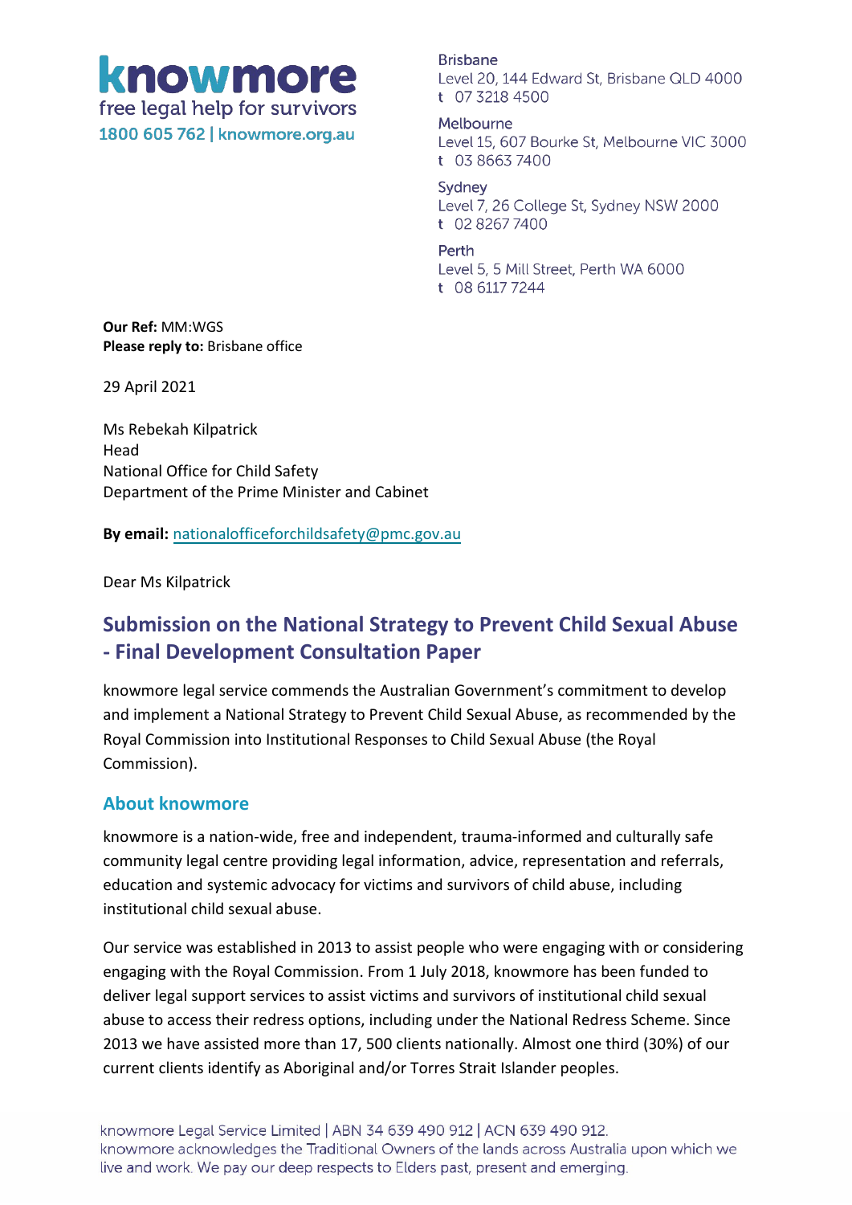**knowmore**
free legal help for survivors
1800 605 762 | knowmore.org.au

Brisbane
Level 20, 144 Edward St, Brisbane QLD 4000
t 07 3218 4500

Melbourne
Level 15, 607 Bourke St, Melbourne VIC 3000
t 03 8663 7400

Sydney
Level 7, 26 College St, Sydney NSW 2000
t 02 8267 7400

Perth
Level 5, 5 Mill Street, Perth WA 6000
t 08 6117 7244

**Our Ref:** MM:WGS
**Please reply to:** Brisbane office

29 April 2021

Ms Rebekah Kilpatrick
Head
National Office for Child Safety
Department of the Prime Minister and Cabinet

**By email:** nationalofficeforchildsafety@pmc.gov.au

Dear Ms Kilpatrick

# Submission on the National Strategy to Prevent Child Sexual Abuse - Final Development Consultation Paper

knowmore legal service commends the Australian Government's commitment to develop and implement a National Strategy to Prevent Child Sexual Abuse, as recommended by the Royal Commission into Institutional Responses to Child Sexual Abuse (the Royal Commission).

## About knowmore

knowmore is a nation-wide, free and independent, trauma-informed and culturally safe community legal centre providing legal information, advice, representation and referrals, education and systemic advocacy for victims and survivors of child abuse, including institutional child sexual abuse.

Our service was established in 2013 to assist people who were engaging with or considering engaging with the Royal Commission. From 1 July 2018, knowmore has been funded to deliver legal support services to assist victims and survivors of institutional child sexual abuse to access their redress options, including under the National Redress Scheme. Since 2013 we have assisted more than 17, 500 clients nationally. Almost one third (30%) of our current clients identify as Aboriginal and/or Torres Strait Islander peoples.

knowmore Legal Service Limited | ABN 34 639 490 912 | ACN 639 490 912.
knowmore acknowledges the Traditional Owners of the lands across Australia upon which we live and work. We pay our deep respects to Elders past, present and emerging.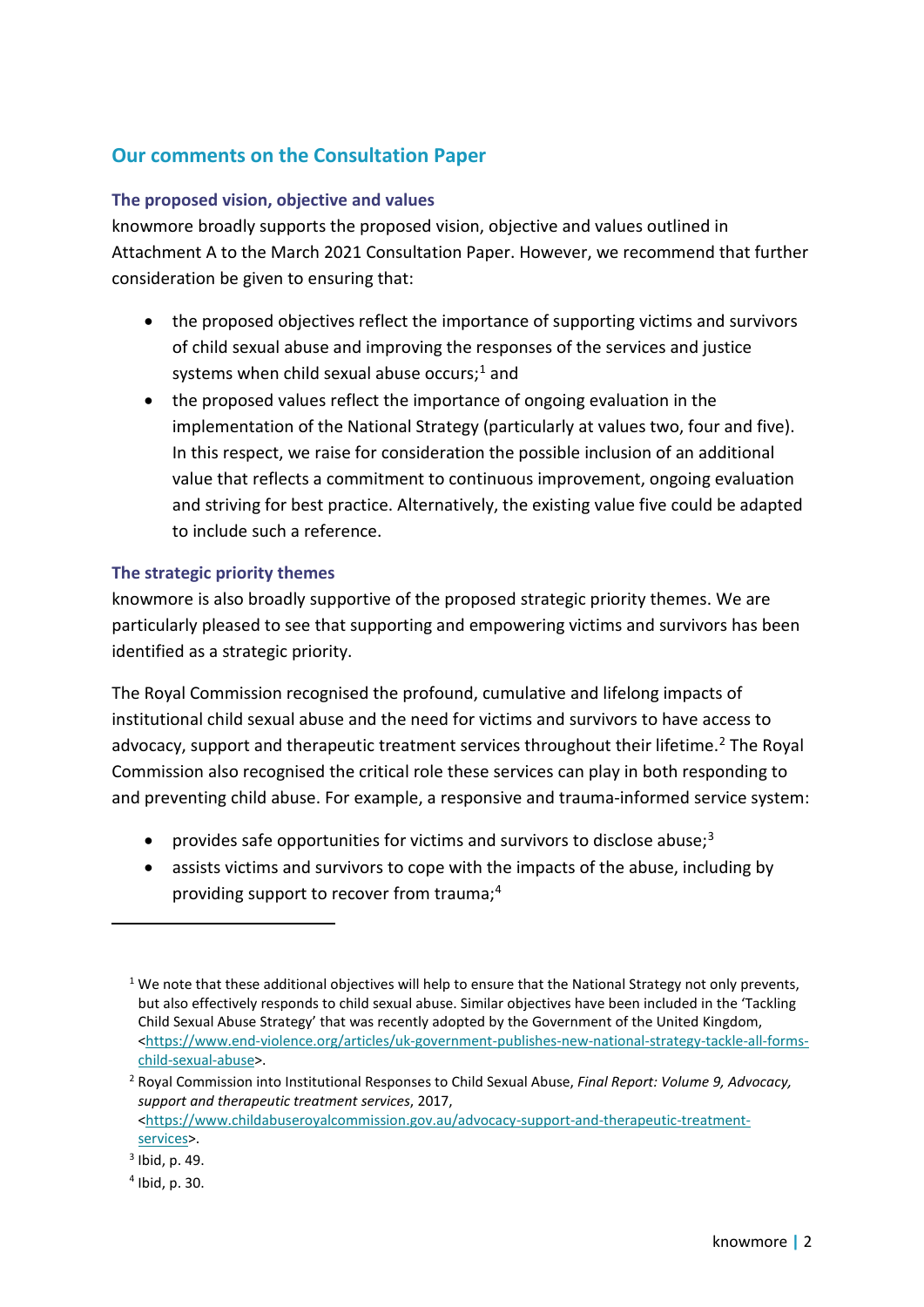## Our comments on the Consultation Paper

### The proposed vision, objective and values

knowmore broadly supports the proposed vision, objective and values outlined in Attachment A to the March 2021 Consultation Paper. However, we recommend that further consideration be given to ensuring that:

- the proposed objectives reflect the importance of supporting victims and survivors of child sexual abuse and improving the responses of the services and justice systems when child sexual abuse occurs;[1] and
- the proposed values reflect the importance of ongoing evaluation in the implementation of the National Strategy (particularly at values two, four and five). In this respect, we raise for consideration the possible inclusion of an additional value that reflects a commitment to continuous improvement, ongoing evaluation and striving for best practice. Alternatively, the existing value five could be adapted to include such a reference.

### The strategic priority themes

knowmore is also broadly supportive of the proposed strategic priority themes. We are particularly pleased to see that supporting and empowering victims and survivors has been identified as a strategic priority.

The Royal Commission recognised the profound, cumulative and lifelong impacts of institutional child sexual abuse and the need for victims and survivors to have access to advocacy, support and therapeutic treatment services throughout their lifetime.[2] The Royal Commission also recognised the critical role these services can play in both responding to and preventing child abuse. For example, a responsive and trauma-informed service system:

- provides safe opportunities for victims and survivors to disclose abuse;[3]
- assists victims and survivors to cope with the impacts of the abuse, including by providing support to recover from trauma;[4]

---

[1] We note that these additional objectives will help to ensure that the National Strategy not only prevents, but also effectively responds to child sexual abuse. Similar objectives have been included in the 'Tackling Child Sexual Abuse Strategy' that was recently adopted by the Government of the United Kingdom, <https://www.end-violence.org/articles/uk-government-publishes-new-national-strategy-tackle-all-forms-child-sexual-abuse>.

[2] Royal Commission into Institutional Responses to Child Sexual Abuse, *Final Report: Volume 9, Advocacy, support and therapeutic treatment services*, 2017, <https://www.childabuseroyalcommission.gov.au/advocacy-support-and-therapeutic-treatment-services>.

[3] Ibid, p. 49.

[4] Ibid, p. 30.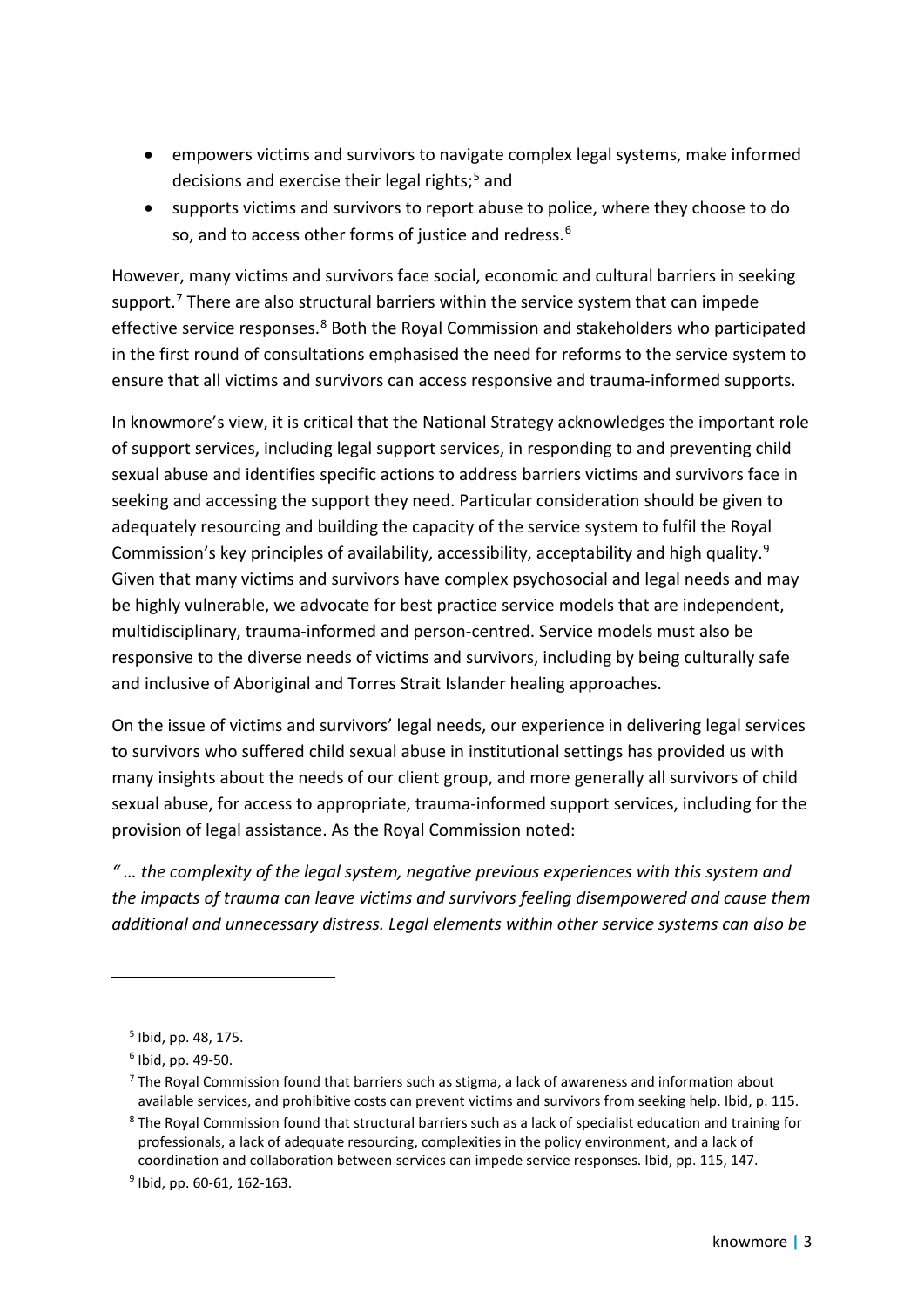- empowers victims and survivors to navigate complex legal systems, make informed decisions and exercise their legal rights;[5] and
- supports victims and survivors to report abuse to police, where they choose to do so, and to access other forms of justice and redress.[6]

However, many victims and survivors face social, economic and cultural barriers in seeking support.[7] There are also structural barriers within the service system that can impede effective service responses.[8] Both the Royal Commission and stakeholders who participated in the first round of consultations emphasised the need for reforms to the service system to ensure that all victims and survivors can access responsive and trauma-informed supports.

In knowmore's view, it is critical that the National Strategy acknowledges the important role of support services, including legal support services, in responding to and preventing child sexual abuse and identifies specific actions to address barriers victims and survivors face in seeking and accessing the support they need. Particular consideration should be given to adequately resourcing and building the capacity of the service system to fulfil the Royal Commission's key principles of availability, accessibility, acceptability and high quality.[9] Given that many victims and survivors have complex psychosocial and legal needs and may be highly vulnerable, we advocate for best practice service models that are independent, multidisciplinary, trauma-informed and person-centred. Service models must also be responsive to the diverse needs of victims and survivors, including by being culturally safe and inclusive of Aboriginal and Torres Strait Islander healing approaches.

On the issue of victims and survivors' legal needs, our experience in delivering legal services to survivors who suffered child sexual abuse in institutional settings has provided us with many insights about the needs of our client group, and more generally all survivors of child sexual abuse, for access to appropriate, trauma-informed support services, including for the provision of legal assistance. As the Royal Commission noted:

*" … the complexity of the legal system, negative previous experiences with this system and the impacts of trauma can leave victims and survivors feeling disempowered and cause them additional and unnecessary distress. Legal elements within other service systems can also be*

---

[5] Ibid, pp. 48, 175.

[6] Ibid, pp. 49-50.

[7] The Royal Commission found that barriers such as stigma, a lack of awareness and information about available services, and prohibitive costs can prevent victims and survivors from seeking help. Ibid, p. 115.

[8] The Royal Commission found that structural barriers such as a lack of specialist education and training for professionals, a lack of adequate resourcing, complexities in the policy environment, and a lack of coordination and collaboration between services can impede service responses. Ibid, pp. 115, 147.

[9] Ibid, pp. 60-61, 162-163.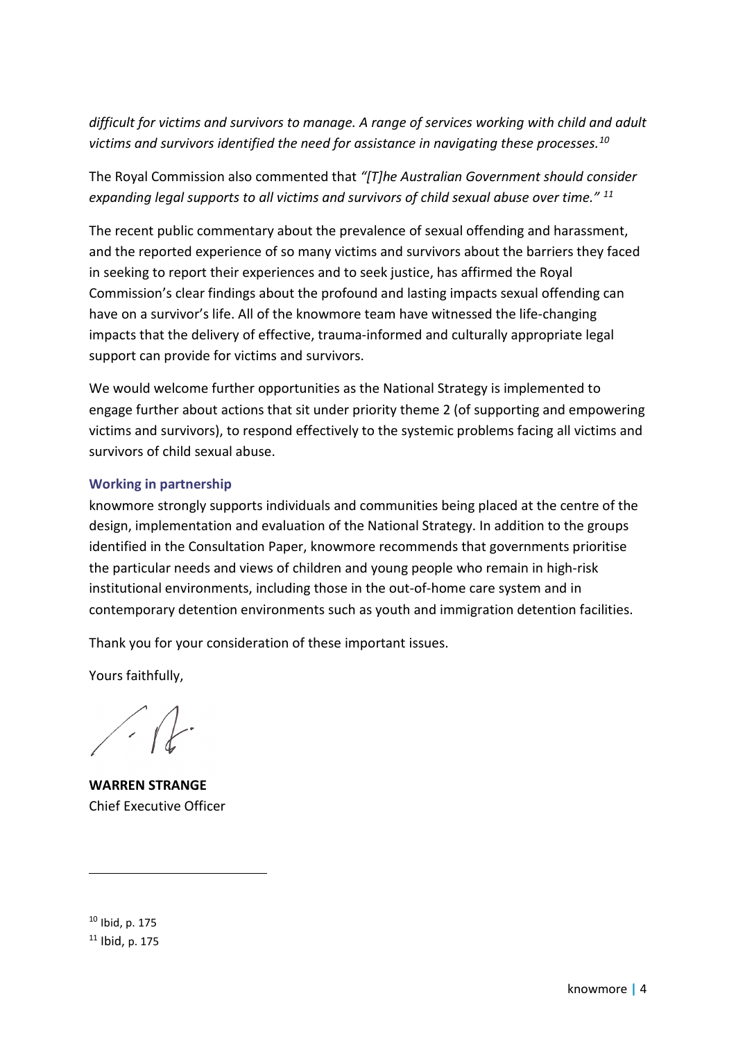*difficult for victims and survivors to manage. A range of services working with child and adult victims and survivors identified the need for assistance in navigating these processes.*[10]

The Royal Commission also commented that *"[T]he Australian Government should consider expanding legal supports to all victims and survivors of child sexual abuse over time."* [11]

The recent public commentary about the prevalence of sexual offending and harassment, and the reported experience of so many victims and survivors about the barriers they faced in seeking to report their experiences and to seek justice, has affirmed the Royal Commission's clear findings about the profound and lasting impacts sexual offending can have on a survivor's life. All of the knowmore team have witnessed the life-changing impacts that the delivery of effective, trauma-informed and culturally appropriate legal support can provide for victims and survivors.

We would welcome further opportunities as the National Strategy is implemented to engage further about actions that sit under priority theme 2 (of supporting and empowering victims and survivors), to respond effectively to the systemic problems facing all victims and survivors of child sexual abuse.

### Working in partnership

knowmore strongly supports individuals and communities being placed at the centre of the design, implementation and evaluation of the National Strategy. In addition to the groups identified in the Consultation Paper, knowmore recommends that governments prioritise the particular needs and views of children and young people who remain in high-risk institutional environments, including those in the out-of-home care system and in contemporary detention environments such as youth and immigration detention facilities.

Thank you for your consideration of these important issues.

Yours faithfully,

**WARREN STRANGE**
Chief Executive Officer

---

[10] Ibid, p. 175
[11] Ibid, p. 175